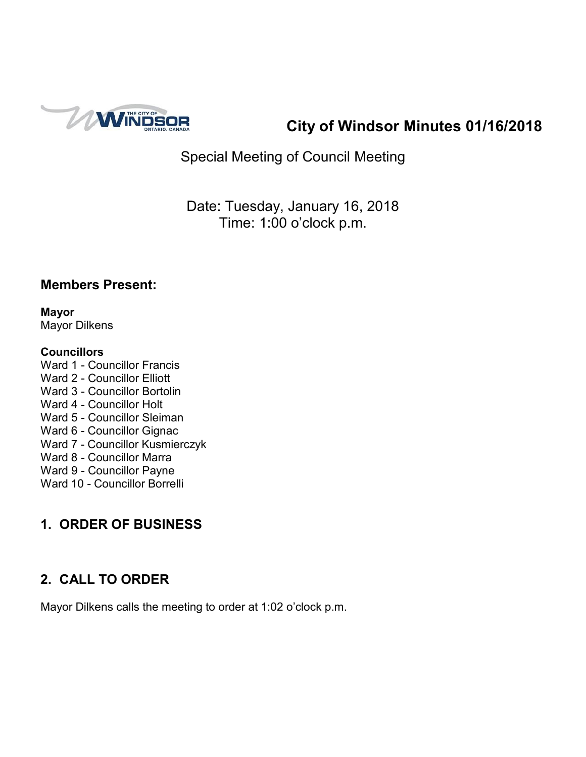# City of Windsor Minutes 01/16/2018

Special Meeting of Council Meeting

Date: Tuesday, January 16, 2018
Time: 1:00 o'clock p.m.

## Members Present:

**Mayor**
Mayor Dilkens

**Councillors**
Ward 1 - Councillor Francis
Ward 2 - Councillor Elliott
Ward 3 - Councillor Bortolin
Ward 4 - Councillor Holt
Ward 5 - Councillor Sleiman
Ward 6 - Councillor Gignac
Ward 7 - Councillor Kusmierczyk
Ward 8 - Councillor Marra
Ward 9 - Councillor Payne
Ward 10 - Councillor Borrelli

## 1. ORDER OF BUSINESS

## 2. CALL TO ORDER

Mayor Dilkens calls the meeting to order at 1:02 o'clock p.m.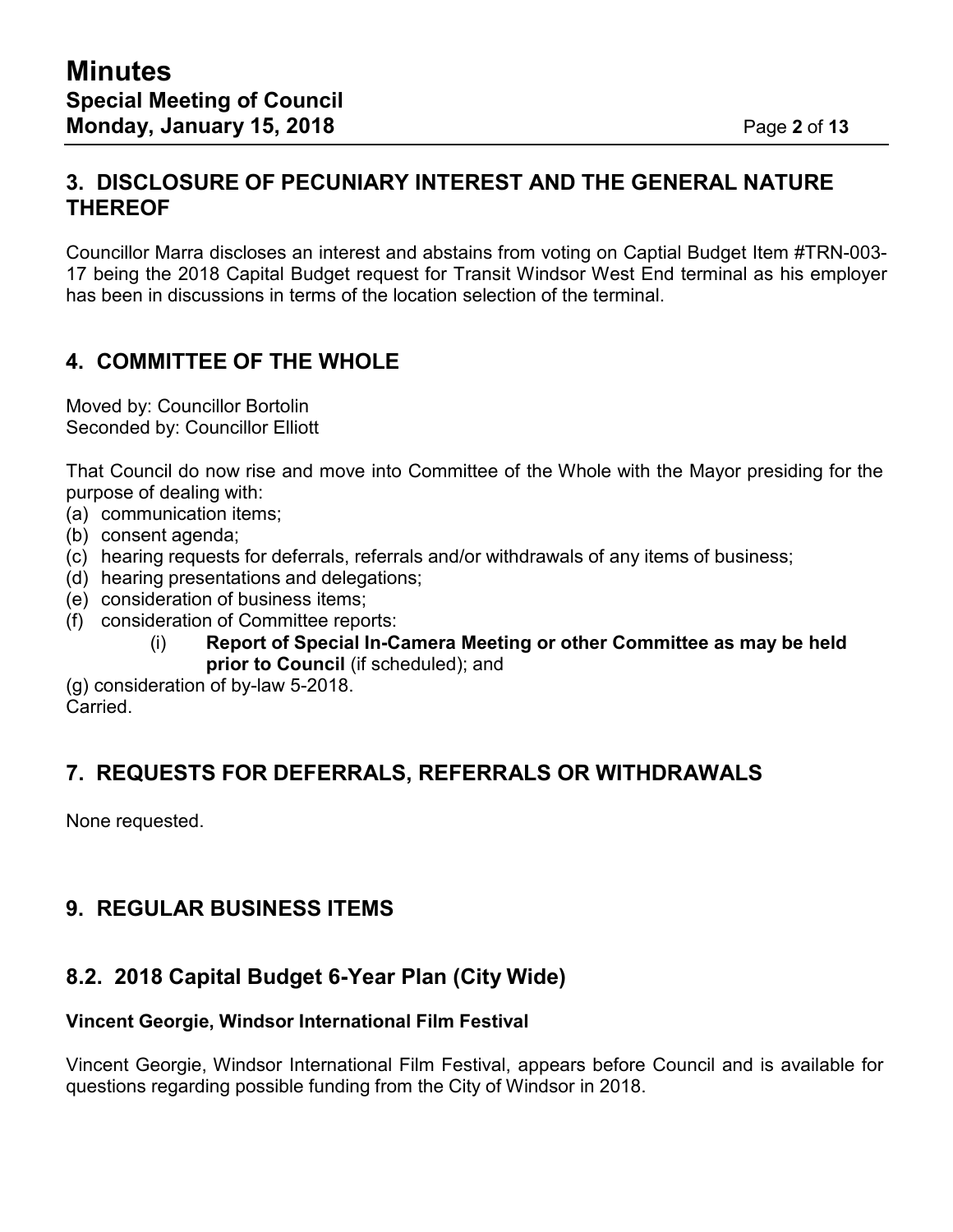## 3. DISCLOSURE OF PECUNIARY INTEREST AND THE GENERAL NATURE THEREOF

Councillor Marra discloses an interest and abstains from voting on Captial Budget Item #TRN-003-17 being the 2018 Capital Budget request for Transit Windsor West End terminal as his employer has been in discussions in terms of the location selection of the terminal.

## 4. COMMITTEE OF THE WHOLE

Moved by: Councillor Bortolin
Seconded by: Councillor Elliott

That Council do now rise and move into Committee of the Whole with the Mayor presiding for the purpose of dealing with:

(a) communication items;
(b) consent agenda;
(c) hearing requests for deferrals, referrals and/or withdrawals of any items of business;
(d) hearing presentations and delegations;
(e) consideration of business items;
(f) consideration of Committee reports:
    (i) **Report of Special In-Camera Meeting or other Committee as may be held prior to Council** (if scheduled); and
(g) consideration of by-law 5-2018.

Carried.

## 7. REQUESTS FOR DEFERRALS, REFERRALS OR WITHDRAWALS

None requested.

## 9. REGULAR BUSINESS ITEMS

## 8.2. 2018 Capital Budget 6-Year Plan (City Wide)

**Vincent Georgie, Windsor International Film Festival**

Vincent Georgie, Windsor International Film Festival, appears before Council and is available for questions regarding possible funding from the City of Windsor in 2018.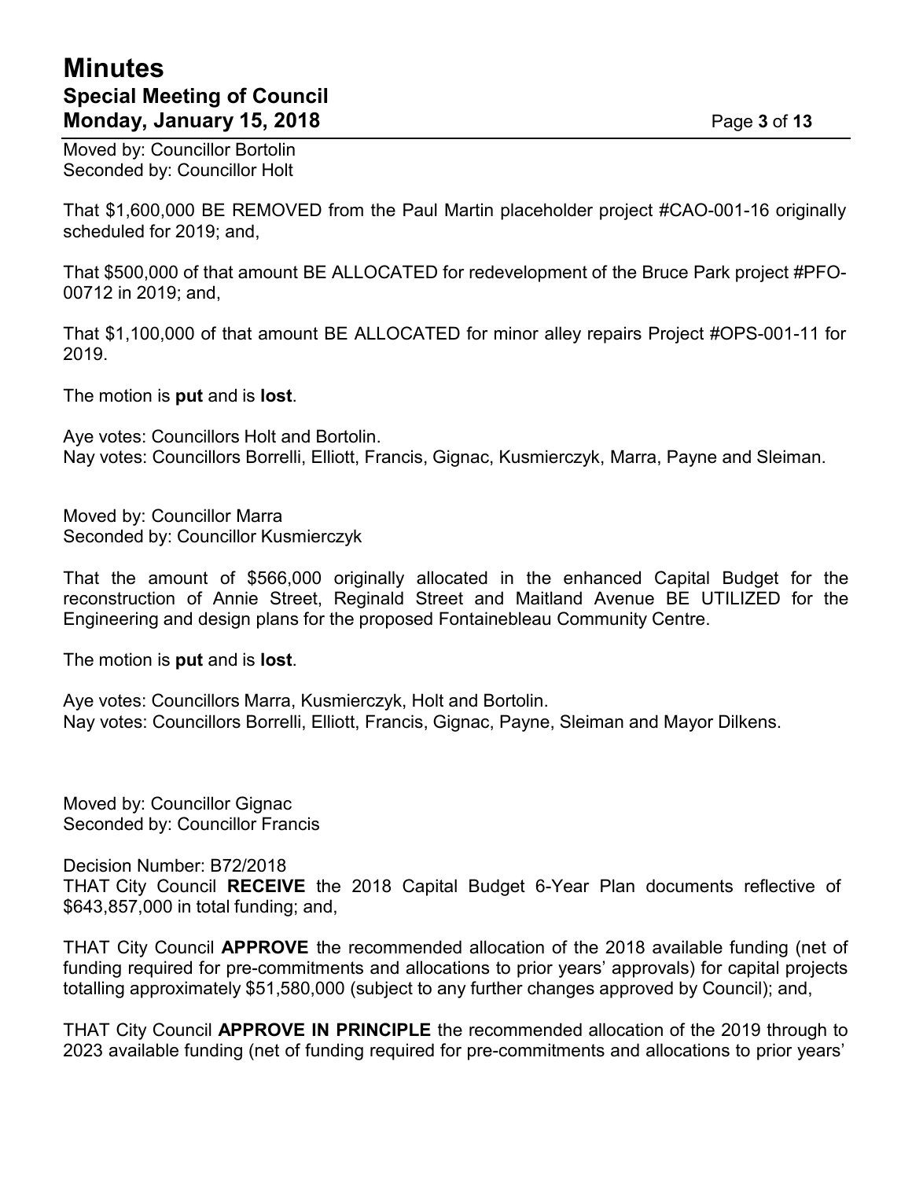Moved by: Councillor Bortolin
Seconded by: Councillor Holt

That $1,600,000 BE REMOVED from the Paul Martin placeholder project #CAO-001-16 originally scheduled for 2019; and,

That $500,000 of that amount BE ALLOCATED for redevelopment of the Bruce Park project #PFO-00712 in 2019; and,

That $1,100,000 of that amount BE ALLOCATED for minor alley repairs Project #OPS-001-11 for 2019.

The motion is **put** and is **lost**.

Aye votes: Councillors Holt and Bortolin.
Nay votes: Councillors Borrelli, Elliott, Francis, Gignac, Kusmierczyk, Marra, Payne and Sleiman.

Moved by: Councillor Marra
Seconded by: Councillor Kusmierczyk

That the amount of $566,000 originally allocated in the enhanced Capital Budget for the reconstruction of Annie Street, Reginald Street and Maitland Avenue BE UTILIZED for the Engineering and design plans for the proposed Fontainebleau Community Centre.

The motion is **put** and is **lost**.

Aye votes: Councillors Marra, Kusmierczyk, Holt and Bortolin.
Nay votes: Councillors Borrelli, Elliott, Francis, Gignac, Payne, Sleiman and Mayor Dilkens.

Moved by: Councillor Gignac
Seconded by: Councillor Francis

Decision Number: B72/2018
THAT City Council **RECEIVE** the 2018 Capital Budget 6-Year Plan documents reflective of $643,857,000 in total funding; and,

THAT City Council **APPROVE** the recommended allocation of the 2018 available funding (net of funding required for pre-commitments and allocations to prior years' approvals) for capital projects totalling approximately $51,580,000 (subject to any further changes approved by Council); and,

THAT City Council **APPROVE IN PRINCIPLE** the recommended allocation of the 2019 through to 2023 available funding (net of funding required for pre-commitments and allocations to prior years'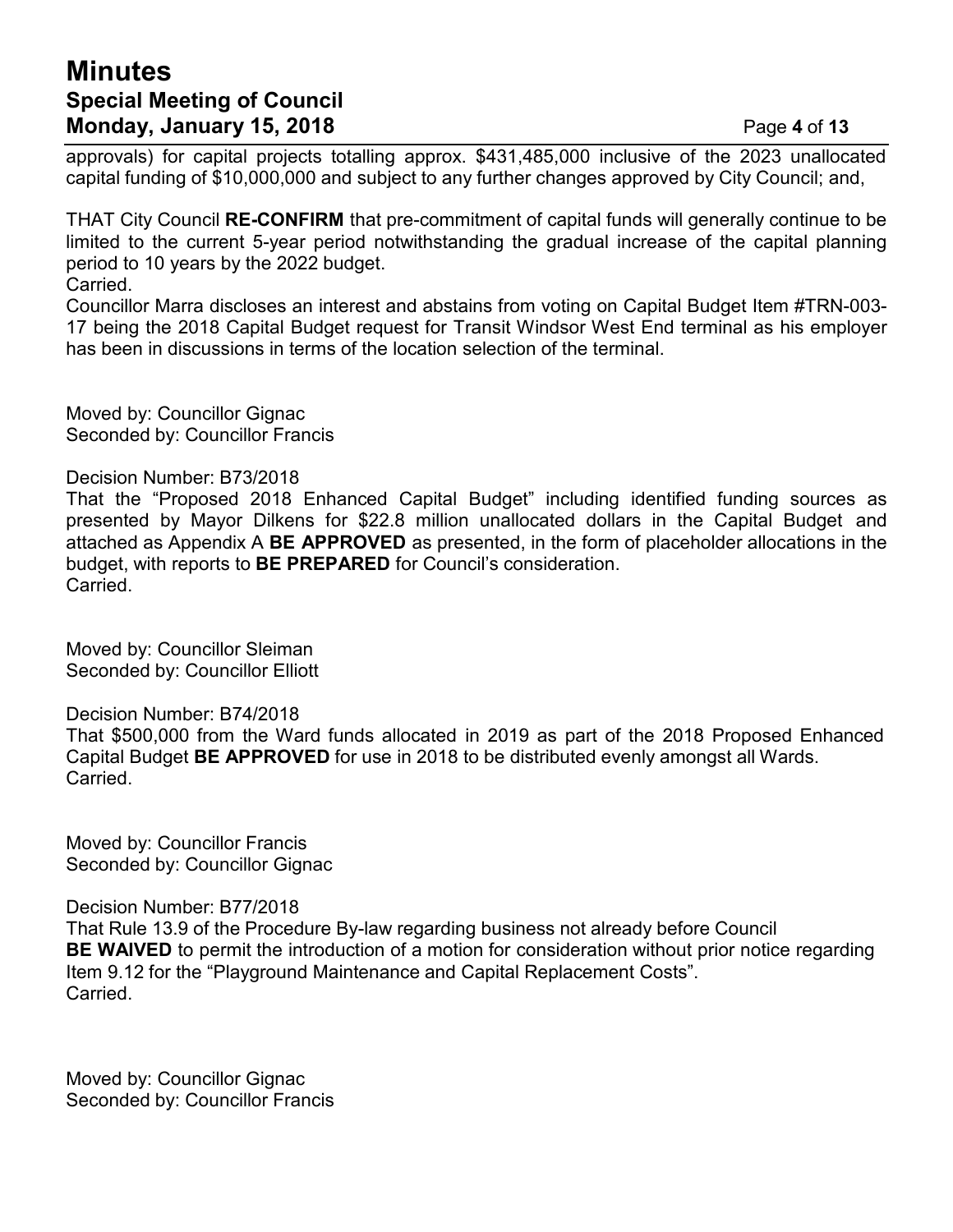approvals) for capital projects totalling approx. $431,485,000 inclusive of the 2023 unallocated capital funding of $10,000,000 and subject to any further changes approved by City Council; and,

THAT City Council **RE-CONFIRM** that pre-commitment of capital funds will generally continue to be limited to the current 5-year period notwithstanding the gradual increase of the capital planning period to 10 years by the 2022 budget.
Carried.
Councillor Marra discloses an interest and abstains from voting on Capital Budget Item #TRN-003-17 being the 2018 Capital Budget request for Transit Windsor West End terminal as his employer has been in discussions in terms of the location selection of the terminal.

Moved by: Councillor Gignac
Seconded by: Councillor Francis

Decision Number: B73/2018
That the "Proposed 2018 Enhanced Capital Budget" including identified funding sources as presented by Mayor Dilkens for $22.8 million unallocated dollars in the Capital Budget and attached as Appendix A **BE APPROVED** as presented, in the form of placeholder allocations in the budget, with reports to **BE PREPARED** for Council's consideration.
Carried.

Moved by: Councillor Sleiman
Seconded by: Councillor Elliott

Decision Number: B74/2018
That $500,000 from the Ward funds allocated in 2019 as part of the 2018 Proposed Enhanced Capital Budget **BE APPROVED** for use in 2018 to be distributed evenly amongst all Wards.
Carried.

Moved by: Councillor Francis
Seconded by: Councillor Gignac

Decision Number: B77/2018
That Rule 13.9 of the Procedure By-law regarding business not already before Council **BE WAIVED** to permit the introduction of a motion for consideration without prior notice regarding Item 9.12 for the "Playground Maintenance and Capital Replacement Costs".
Carried.

Moved by: Councillor Gignac
Seconded by: Councillor Francis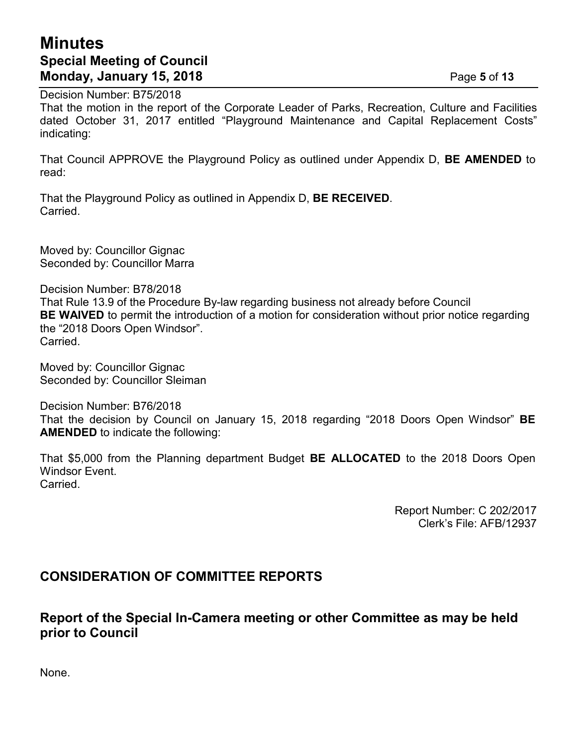Decision Number: B75/2018
That the motion in the report of the Corporate Leader of Parks, Recreation, Culture and Facilities dated October 31, 2017 entitled "Playground Maintenance and Capital Replacement Costs" indicating:

That Council APPROVE the Playground Policy as outlined under Appendix D, **BE AMENDED** to read:

That the Playground Policy as outlined in Appendix D, **BE RECEIVED**.
Carried.

Moved by: Councillor Gignac
Seconded by: Councillor Marra

Decision Number: B78/2018
That Rule 13.9 of the Procedure By-law regarding business not already before Council **BE WAIVED** to permit the introduction of a motion for consideration without prior notice regarding the "2018 Doors Open Windsor".
Carried.

Moved by: Councillor Gignac
Seconded by: Councillor Sleiman

Decision Number: B76/2018
That the decision by Council on January 15, 2018 regarding "2018 Doors Open Windsor" **BE AMENDED** to indicate the following:

That $5,000 from the Planning department Budget **BE ALLOCATED** to the 2018 Doors Open Windsor Event.
Carried.

Report Number: C 202/2017
Clerk's File: AFB/12937

## CONSIDERATION OF COMMITTEE REPORTS

### Report of the Special In-Camera meeting or other Committee as may be held prior to Council

None.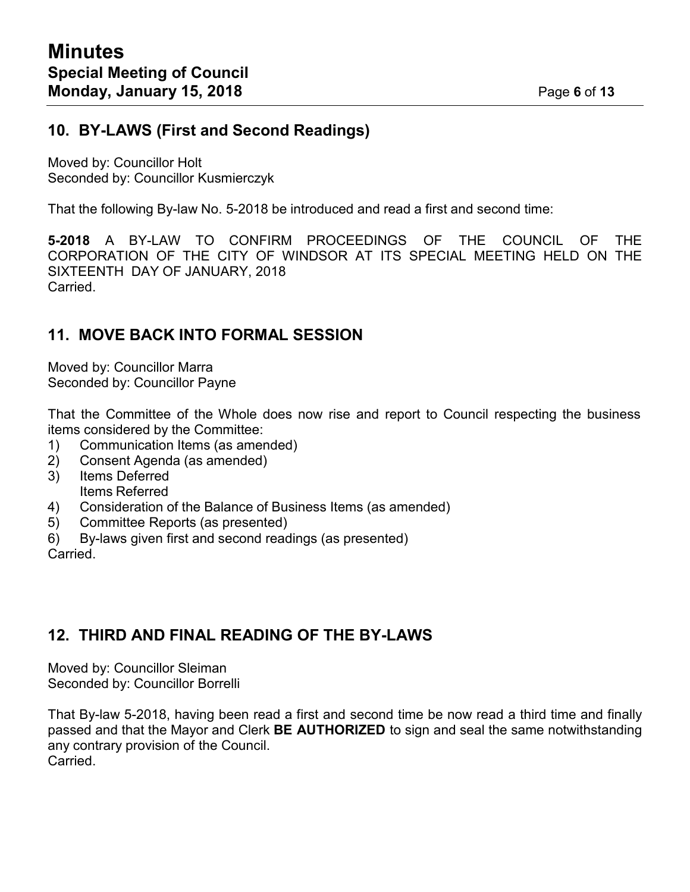## 10. BY-LAWS (First and Second Readings)

Moved by: Councillor Holt
Seconded by: Councillor Kusmierczyk

That the following By-law No. 5-2018 be introduced and read a first and second time:

**5-2018** A BY-LAW TO CONFIRM PROCEEDINGS OF THE COUNCIL OF THE CORPORATION OF THE CITY OF WINDSOR AT ITS SPECIAL MEETING HELD ON THE SIXTEENTH DAY OF JANUARY, 2018
Carried.

## 11. MOVE BACK INTO FORMAL SESSION

Moved by: Councillor Marra
Seconded by: Councillor Payne

That the Committee of the Whole does now rise and report to Council respecting the business items considered by the Committee:

1) Communication Items (as amended)
2) Consent Agenda (as amended)
3) Items Deferred
   Items Referred
4) Consideration of the Balance of Business Items (as amended)
5) Committee Reports (as presented)
6) By-laws given first and second readings (as presented)

Carried.

## 12. THIRD AND FINAL READING OF THE BY-LAWS

Moved by: Councillor Sleiman
Seconded by: Councillor Borrelli

That By-law 5-2018, having been read a first and second time be now read a third time and finally passed and that the Mayor and Clerk **BE AUTHORIZED** to sign and seal the same notwithstanding any contrary provision of the Council.
Carried.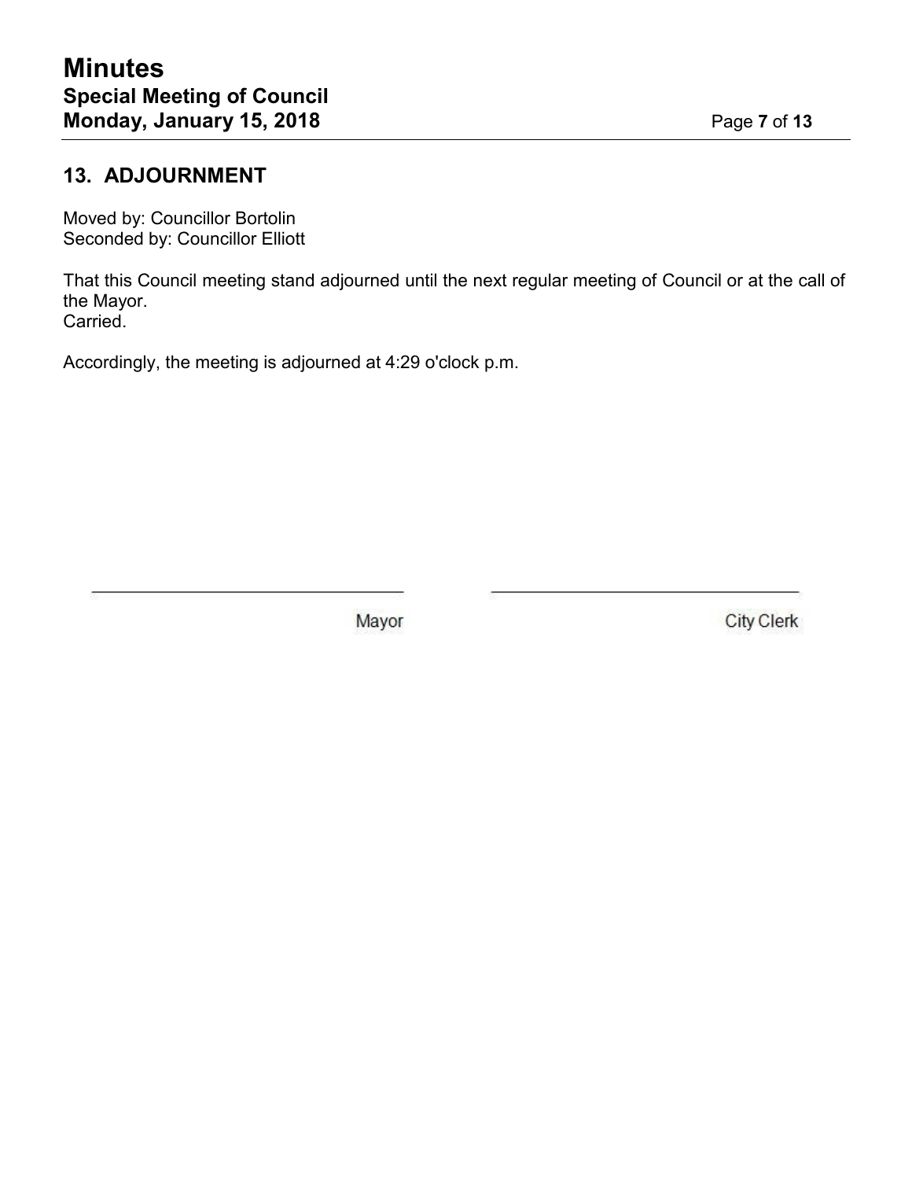## 13. ADJOURNMENT

Moved by: Councillor Bortolin
Seconded by: Councillor Elliott

That this Council meeting stand adjourned until the next regular meeting of Council or at the call of the Mayor.
Carried.

Accordingly, the meeting is adjourned at 4:29 o'clock p.m.

| \_\_\_\_\_\_\_\_\_\_\_\_\_\_\_\_\_\_\_\_\_\_\_\_\_\_\_\_\_\_ | \_\_\_\_\_\_\_\_\_\_\_\_\_\_\_\_\_\_\_\_\_\_\_\_\_\_\_\_\_\_ |
| --- | --- |
| Mayor | City Clerk |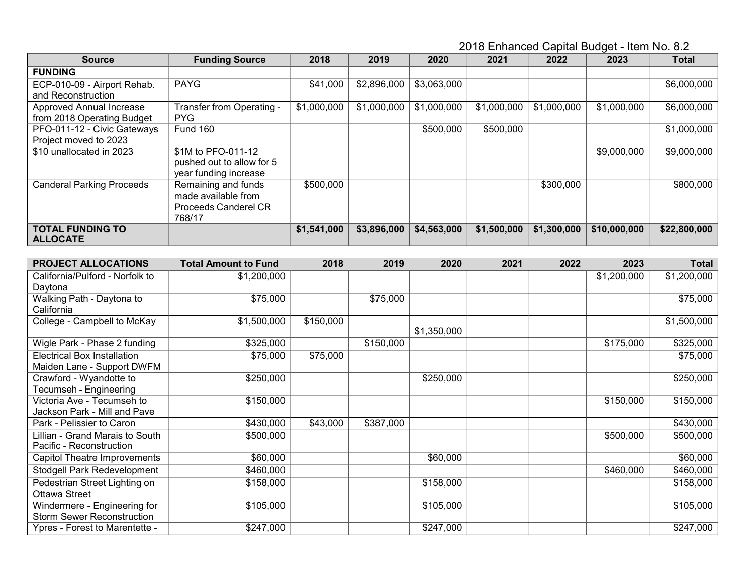2018 Enhanced Capital Budget - Item No. 8.2

| Source | Funding Source | 2018 | 2019 | 2020 | 2021 | 2022 | 2023 | Total |
|---|---|---|---|---|---|---|---|---|
| **FUNDING** | | | | | | | | |
| ECP-010-09 - Airport Rehab. and Reconstruction | PAYG | $41,000 | $2,896,000 | $3,063,000 | | | | $6,000,000 |
| Approved Annual Increase from 2018 Operating Budget | Transfer from Operating - PYG | $1,000,000 | $1,000,000 | $1,000,000 | $1,000,000 | $1,000,000 | $1,000,000 | $6,000,000 |
| PFO-011-12 - Civic Gateways Project moved to 2023 | Fund 160 | | | $500,000 | $500,000 | | | $1,000,000 |
| $10 unallocated in 2023 | $1M to PFO-011-12 pushed out to allow for 5 year funding increase | | | | | | $9,000,000 | $9,000,000 |
| Canderal Parking Proceeds | Remaining and funds made available from Proceeds Canderel CR 768/17 | $500,000 | | | | $300,000 | | $800,000 |
| **TOTAL FUNDING TO ALLOCATE** | | **$1,541,000** | **$3,896,000** | **$4,563,000** | **$1,500,000** | **$1,300,000** | **$10,000,000** | **$22,800,000** |

| PROJECT ALLOCATIONS | Total Amount to Fund | 2018 | 2019 | 2020 | 2021 | 2022 | 2023 | Total |
|---|---|---|---|---|---|---|---|---|
| California/Pulford - Norfolk to Daytona | $1,200,000 | | | | | | $1,200,000 | $1,200,000 |
| Walking Path - Daytona to California | $75,000 | | $75,000 | | | | | $75,000 |
| College - Campbell to McKay | $1,500,000 | $150,000 | | $1,350,000 | | | | $1,500,000 |
| Wigle Park - Phase 2 funding | $325,000 | | $150,000 | | | | $175,000 | $325,000 |
| Electrical Box Installation Maiden Lane - Support DWFM | $75,000 | $75,000 | | | | | | $75,000 |
| Crawford - Wyandotte to Tecumseh - Engineering | $250,000 | | | $250,000 | | | | $250,000 |
| Victoria Ave - Tecumseh to Jackson Park - Mill and Pave | $150,000 | | | | | | $150,000 | $150,000 |
| Park - Pelissier to Caron | $430,000 | $43,000 | $387,000 | | | | | $430,000 |
| Lillian - Grand Marais to South Pacific - Reconstruction | $500,000 | | | | | | $500,000 | $500,000 |
| Capitol Theatre Improvements | $60,000 | | | $60,000 | | | | $60,000 |
| Stodgell Park Redevelopment | $460,000 | | | | | | $460,000 | $460,000 |
| Pedestrian Street Lighting on Ottawa Street | $158,000 | | | $158,000 | | | | $158,000 |
| Windermere - Engineering for Storm Sewer Reconstruction | $105,000 | | | $105,000 | | | | $105,000 |
| Ypres - Forest to Marentette - | $247,000 | | | $247,000 | | | | $247,000 |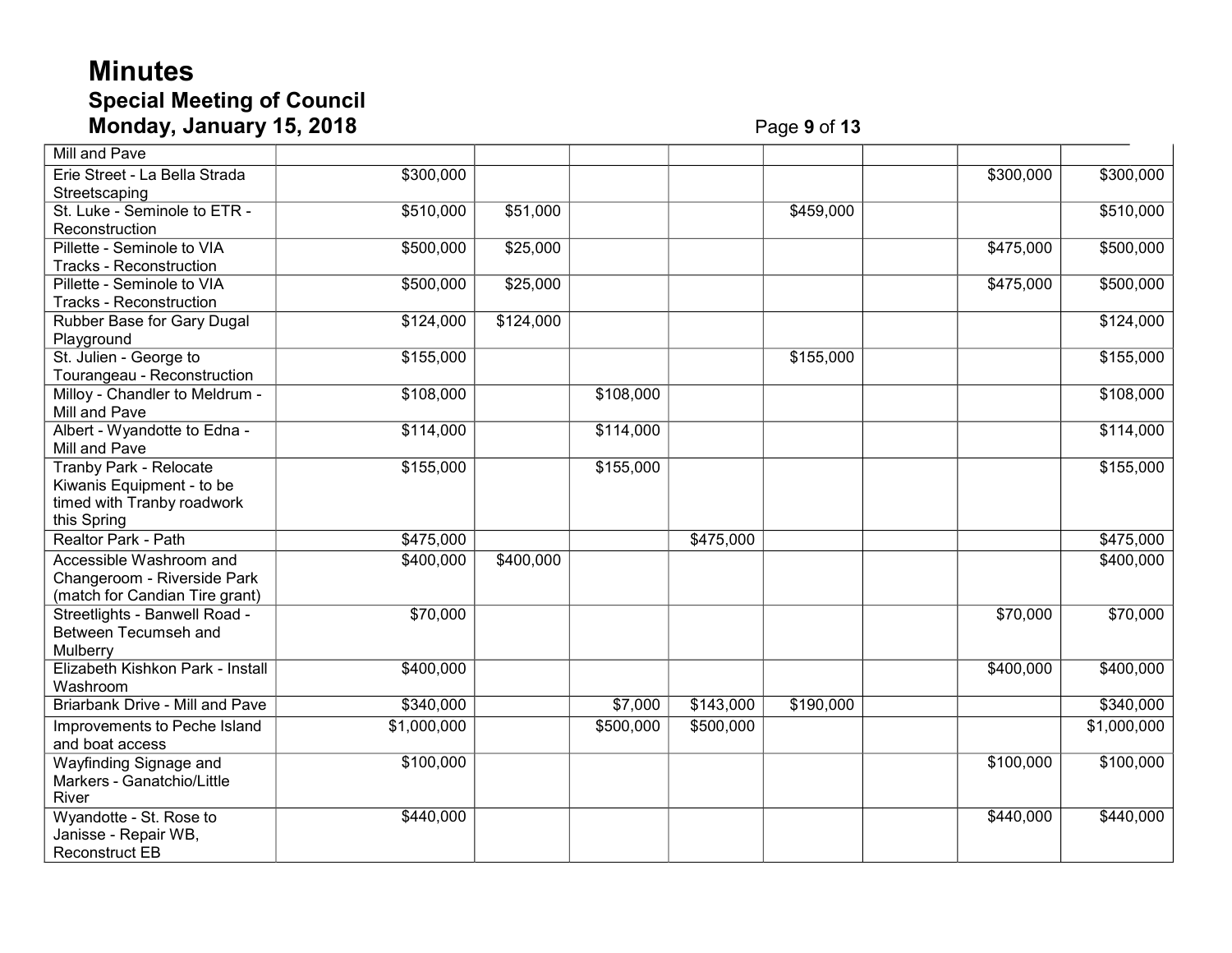| Mill and Pave | | | | | | | | |
|---|---|---|---|---|---|---|---|---|
| Erie Street - La Bella Strada Streetscaping | $300,000 | | | | | | $300,000 | $300,000 |
| St. Luke - Seminole to ETR - Reconstruction | $510,000 | $51,000 | | | $459,000 | | | $510,000 |
| Pillette - Seminole to VIA Tracks - Reconstruction | $500,000 | $25,000 | | | | | $475,000 | $500,000 |
| Pillette - Seminole to VIA Tracks - Reconstruction | $500,000 | $25,000 | | | | | $475,000 | $500,000 |
| Rubber Base for Gary Dugal Playground | $124,000 | $124,000 | | | | | | $124,000 |
| St. Julien - George to Tourangeau - Reconstruction | $155,000 | | | | $155,000 | | | $155,000 |
| Milloy - Chandler to Meldrum - Mill and Pave | $108,000 | | $108,000 | | | | | $108,000 |
| Albert - Wyandotte to Edna - Mill and Pave | $114,000 | | $114,000 | | | | | $114,000 |
| Tranby Park - Relocate Kiwanis Equipment - to be timed with Tranby roadwork this Spring | $155,000 | | $155,000 | | | | | $155,000 |
| Realtor Park - Path | $475,000 | | | $475,000 | | | | $475,000 |
| Accessible Washroom and Changeroom - Riverside Park (match for Candian Tire grant) | $400,000 | $400,000 | | | | | | $400,000 |
| Streetlights - Banwell Road - Between Tecumseh and Mulberry | $70,000 | | | | | | $70,000 | $70,000 |
| Elizabeth Kishkon Park - Install Washroom | $400,000 | | | | | | $400,000 | $400,000 |
| Briarbank Drive - Mill and Pave | $340,000 | | $7,000 | $143,000 | $190,000 | | | $340,000 |
| Improvements to Peche Island and boat access | $1,000,000 | | $500,000 | $500,000 | | | | $1,000,000 |
| Wayfinding Signage and Markers - Ganatchio/Little River | $100,000 | | | | | | $100,000 | $100,000 |
| Wyandotte - St. Rose to Janisse - Repair WB, Reconstruct EB | $440,000 | | | | | | $440,000 | $440,000 |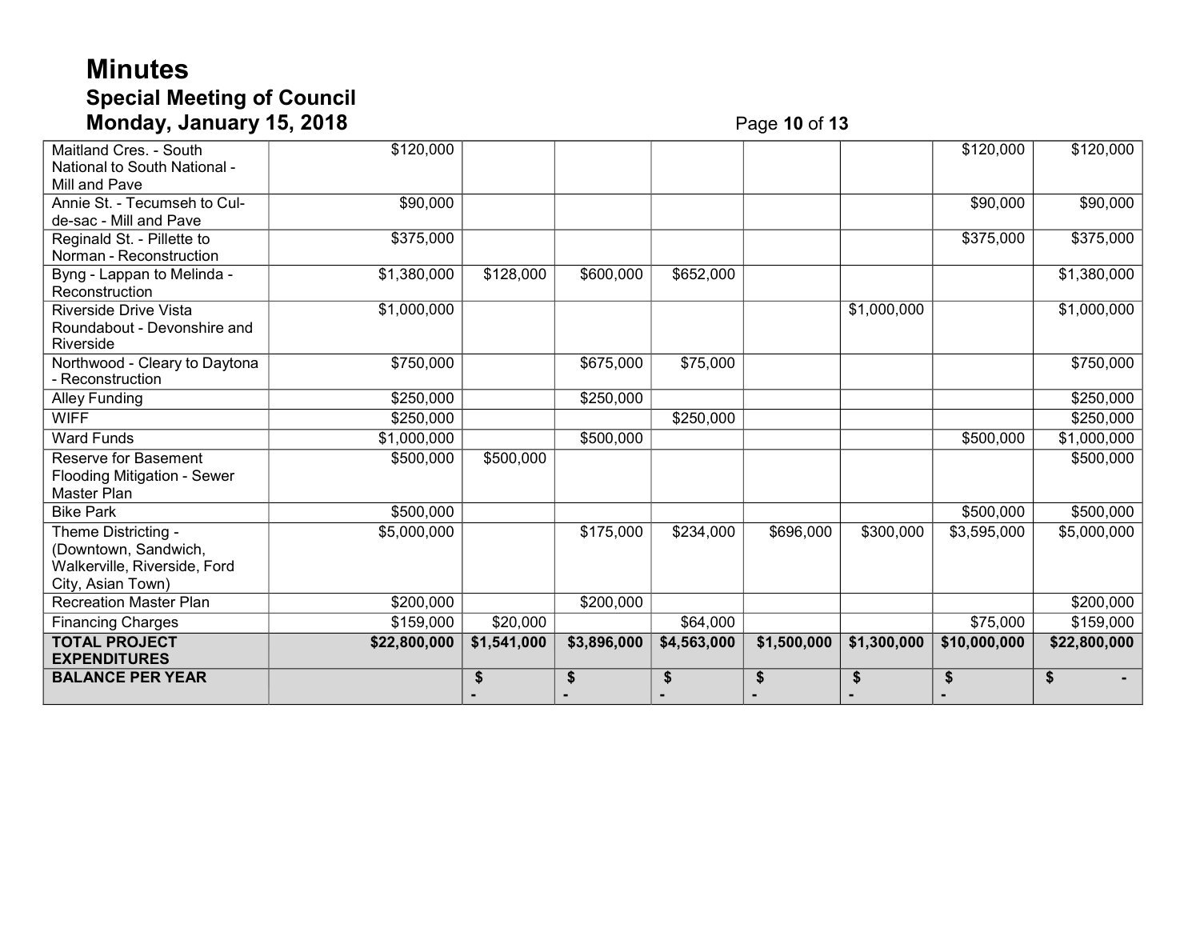| | | | | | | | | |
|---|---|---|---|---|---|---|---|---|
| Maitland Cres. - South National to South National - Mill and Pave | $120,000 | | | | | | $120,000 | $120,000 |
| Annie St. - Tecumseh to Cul-de-sac - Mill and Pave | $90,000 | | | | | | $90,000 | $90,000 |
| Reginald St. - Pillette to Norman - Reconstruction | $375,000 | | | | | | $375,000 | $375,000 |
| Byng - Lappan to Melinda - Reconstruction | $1,380,000 | $128,000 | $600,000 | $652,000 | | | | $1,380,000 |
| Riverside Drive Vista Roundabout - Devonshire and Riverside | $1,000,000 | | | | | $1,000,000 | | $1,000,000 |
| Northwood - Cleary to Daytona - Reconstruction | $750,000 | | $675,000 | $75,000 | | | | $750,000 |
| Alley Funding | $250,000 | | $250,000 | | | | | $250,000 |
| WIFF | $250,000 | | | $250,000 | | | | $250,000 |
| Ward Funds | $1,000,000 | | $500,000 | | | | $500,000 | $1,000,000 |
| Reserve for Basement Flooding Mitigation - Sewer Master Plan | $500,000 | $500,000 | | | | | | $500,000 |
| Bike Park | $500,000 | | | | | | $500,000 | $500,000 |
| Theme Districting - (Downtown, Sandwich, Walkerville, Riverside, Ford City, Asian Town) | $5,000,000 | | $175,000 | $234,000 | $696,000 | $300,000 | $3,595,000 | $5,000,000 |
| Recreation Master Plan | $200,000 | | $200,000 | | | | | $200,000 |
| Financing Charges | $159,000 | $20,000 | | $64,000 | | | $75,000 | $159,000 |
| **TOTAL PROJECT EXPENDITURES** | **$22,800,000** | **$1,541,000** | **$3,896,000** | **$4,563,000** | **$1,500,000** | **$1,300,000** | **$10,000,000** | **$22,800,000** |
| **BALANCE PER YEAR** | | **$ -** | **$ -** | **$ -** | **$ -** | **$ -** | **$ -** | **$ -** |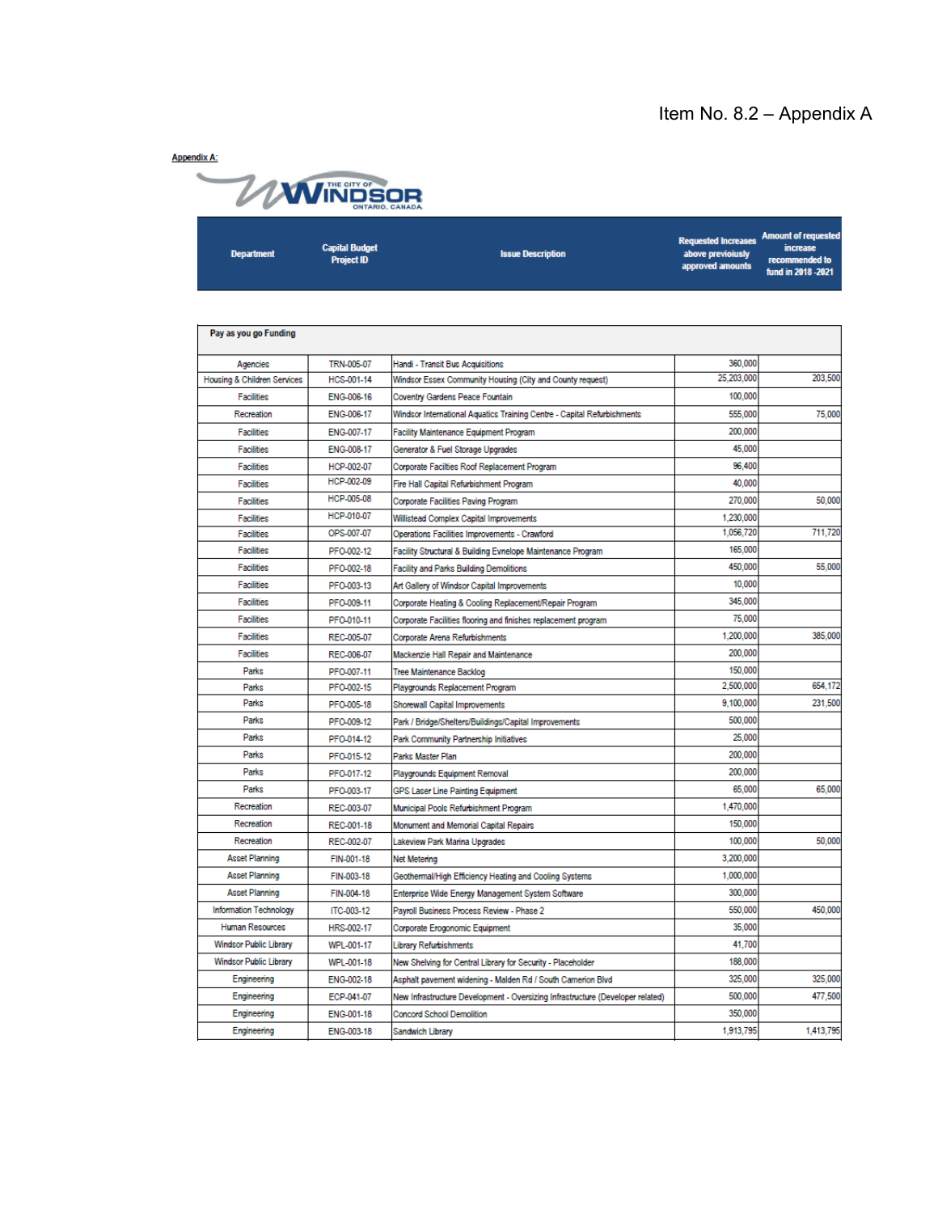Item No. 8.2 – Appendix A

**Appendix A:**

THE CITY OF WINDSOR ONTARIO, CANADA

| Department | Capital Budget Project ID | Issue Description | Requested Increases above previoiusly approved amounts | Amount of requested increase recommended to fund in 2018 -2021 |
|---|---|---|---|---|
| **Pay as you go Funding** | | | | |
| Agencies | TRN-005-07 | Handi - Transit Bus Acquisitions | 360,000 | |
| Housing & Children Services | HCS-001-14 | Windsor Essex Community Housing (City and County request) | 25,203,000 | 203,500 |
| Facilities | ENG-006-16 | Coventry Gardens Peace Fountain | 100,000 | |
| Recreation | ENG-006-17 | Windsor International Aquatics Training Centre - Capital Refurbishments | 555,000 | 75,000 |
| Facilities | ENG-007-17 | Facility Maintenance Equipment Program | 200,000 | |
| Facilities | ENG-008-17 | Generator & Fuel Storage Upgrades | 45,000 | |
| Facilities | HCP-002-07 | Corporate Facilties Roof Replacement Program | 96,400 | |
| Facilities | HCP-002-09 | Fire Hall Capital Refurbishment Program | 40,000 | |
| Facilities | HCP-005-08 | Corporate Facilities Paving Program | 270,000 | 50,000 |
| Facilities | HCP-010-07 | Willistead Complex Capital Improvements | 1,230,000 | |
| Facilities | OPS-007-07 | Operations Facilities Improvements - Crawford | 1,056,720 | 711,720 |
| Facilities | PFO-002-12 | Facility Structural & Building Evnelope Maintenance Program | 165,000 | |
| Facilities | PFO-002-18 | Facility and Parks Building Demolitions | 450,000 | 55,000 |
| Facilities | PFO-003-13 | Art Gallery of Windsor Capital Improvements | 10,000 | |
| Facilities | PFO-009-11 | Corporate Heating & Cooling Replacement/Repair Program | 345,000 | |
| Facilities | PFO-010-11 | Corporate Facilities flooring and finishes replacement program | 75,000 | |
| Facilities | REC-005-07 | Corporate Arena Refurbishments | 1,200,000 | 385,000 |
| Facilities | REC-006-07 | Mackenzie Hall Repair and Maintenance | 200,000 | |
| Parks | PFO-007-11 | Tree Maintenance Backlog | 150,000 | |
| Parks | PFO-002-15 | Playgrounds Replacement Program | 2,500,000 | 654,172 |
| Parks | PFO-005-18 | Shorewall Capital Improvements | 9,100,000 | 231,500 |
| Parks | PFO-009-12 | Park / Bridge/Shelters/Buildings/Capital Improvements | 500,000 | |
| Parks | PFO-014-12 | Park Community Partnership Initiatives | 25,000 | |
| Parks | PFO-015-12 | Parks Master Plan | 200,000 | |
| Parks | PFO-017-12 | Playgrounds Equipment Removal | 200,000 | |
| Parks | PFO-003-17 | GPS Laser Line Painting Equipment | 65,000 | 65,000 |
| Recreation | REC-003-07 | Municipal Pools Refurbishment Program | 1,470,000 | |
| Recreation | REC-001-18 | Monument and Memorial Capital Repairs | 150,000 | |
| Recreation | REC-002-07 | Lakeview Park Marina Upgrades | 100,000 | 50,000 |
| Asset Planning | FIN-001-18 | Net Metering | 3,200,000 | |
| Asset Planning | FIN-003-18 | Geothermal/High Efficiency Heating and Cooling Systems | 1,000,000 | |
| Asset Planning | FIN-004-18 | Enterprise Wide Energy Management System Software | 300,000 | |
| Information Technology | ITC-003-12 | Payroll Business Process Review - Phase 2 | 550,000 | 450,000 |
| Human Resources | HRS-002-17 | Corporate Erogonomic Equipment | 35,000 | |
| Windsor Public Library | WPL-001-17 | Library Refurbishments | 41,700 | |
| Windsor Public Library | WPL-001-18 | New Shelving for Central Library for Security - Placeholder | 188,000 | |
| Engineering | ENG-002-18 | Asphalt pavement widening - Malden Rd / South Cameron Blvd | 325,000 | 325,000 |
| Engineering | ECP-041-07 | New Infrastructure Development - Oversizing Infrastructure (Developer related) | 500,000 | 477,500 |
| Engineering | ENG-001-18 | Concord School Demolition | 350,000 | |
| Engineering | ENG-003-18 | Sandwich Library | 1,913,795 | 1,413,795 |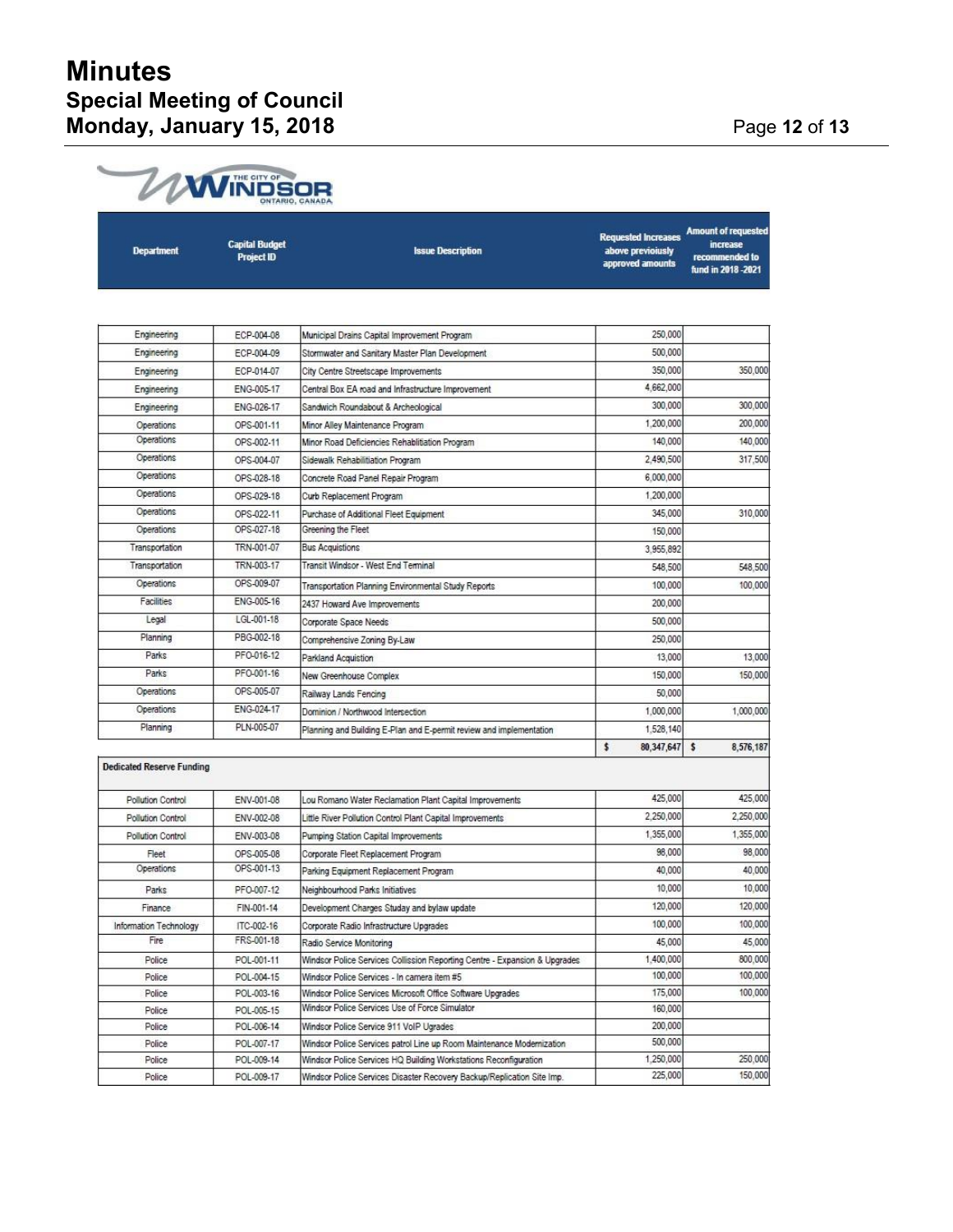THE CITY OF WINDSOR ONTARIO, CANADA

| Department | Capital Budget Project ID | Issue Description | Requested Increases above previoiusly approved amounts | Amount of requested increase recommended to fund in 2018 -2021 |
|---|---|---|---|---|
| Engineering | ECP-004-08 | Municipal Drains Capital Improvement Program | 250,000 | |
| Engineering | ECP-004-09 | Stormwater and Sanitary Master Plan Development | 500,000 | |
| Engineering | ECP-014-07 | City Centre Streetscape Improvements | 350,000 | 350,000 |
| Engineering | ENG-005-17 | Central Box EA road and Infrastructure Improvement | 4,662,000 | |
| Engineering | ENG-026-17 | Sandwich Roundabout & Archeological | 300,000 | 300,000 |
| Operations | OPS-001-11 | Minor Alley Maintenance Program | 1,200,000 | 200,000 |
| Operations | OPS-002-11 | Minor Road Deficiencies Rehabilitation Program | 140,000 | 140,000 |
| Operations | OPS-004-07 | Sidewalk Rehabilitation Program | 2,490,500 | 317,500 |
| Operations | OPS-028-18 | Concrete Road Panel Repair Program | 6,000,000 | |
| Operations | OPS-029-18 | Curb Replacement Program | 1,200,000 | |
| Operations | OPS-022-11 | Purchase of Additional Fleet Equipment | 345,000 | 310,000 |
| Operations | OPS-027-18 | Greening the Fleet | 150,000 | |
| Transportation | TRN-001-07 | Bus Acquistions | 3,955,892 | |
| Transportation | TRN-003-17 | Transit Windsor - West End Terminal | 548,500 | 548,500 |
| Operations | OPS-009-07 | Transportation Planning Environmental Study Reports | 100,000 | 100,000 |
| Facilities | ENG-005-16 | 2437 Howard Ave Improvements | 200,000 | |
| Legal | LGL-001-18 | Corporate Space Needs | 500,000 | |
| Planning | PBG-002-18 | Comprehensive Zoning By-Law | 250,000 | |
| Parks | PFO-016-12 | Parkland Acquistion | 13,000 | 13,000 |
| Parks | PFO-001-16 | New Greenhouse Complex | 150,000 | 150,000 |
| Operations | OPS-005-07 | Railway Lands Fencing | 50,000 | |
| Operations | ENG-024-17 | Dominion / Northwood Intersection | 1,000,000 | 1,000,000 |
| Planning | PLN-005-07 | Planning and Building E-Plan and E-permit review and implementation | 1,528,140 | |
| | | | $ 80,347,647 | $ 8,576,187 |
| **Dedicated Reserve Funding** | | | | |
| Pollution Control | ENV-001-08 | Lou Romano Water Reclamation Plant Capital Improvements | 425,000 | 425,000 |
| Pollution Control | ENV-002-08 | Little River Pollution Control Plant Capital Improvements | 2,250,000 | 2,250,000 |
| Pollution Control | ENV-003-08 | Pumping Station Capital Improvements | 1,355,000 | 1,355,000 |
| Fleet | OPS-005-08 | Corporate Fleet Replacement Program | 98,000 | 98,000 |
| Operations | OPS-001-13 | Parking Equipment Replacement Program | 40,000 | 40,000 |
| Parks | PFO-007-12 | Neighbourhood Parks Initiatives | 10,000 | 10,000 |
| Finance | FIN-001-14 | Development Charges Studay and bylaw update | 120,000 | 120,000 |
| Information Technology | ITC-002-16 | Corporate Radio Infrastructure Upgrades | 100,000 | 100,000 |
| Fire | FRS-001-18 | Radio Service Monitoring | 45,000 | 45,000 |
| Police | POL-001-11 | Windsor Police Services Collission Reporting Centre - Expansion & Upgrades | 1,400,000 | 800,000 |
| Police | POL-004-15 | Windsor Police Services - In camera item #5 | 100,000 | 100,000 |
| Police | POL-003-16 | Windsor Police Services Microsoft Office Software Upgrades | 175,000 | 100,000 |
| Police | POL-005-15 | Windsor Police Services Use of Force Simulator | 160,000 | |
| Police | POL-006-14 | Windsor Police Service 911 VoIP Upgrades | 200,000 | |
| Police | POL-007-17 | Windsor Police Services patrol Line up Room Maintenance Modernization | 500,000 | |
| Police | POL-009-14 | Windsor Police Services HQ Building Workstations Reconfiguration | 1,250,000 | 250,000 |
| Police | POL-009-17 | Windsor Police Services Disaster Recovery Backup/Replication Site Imp. | 225,000 | 150,000 |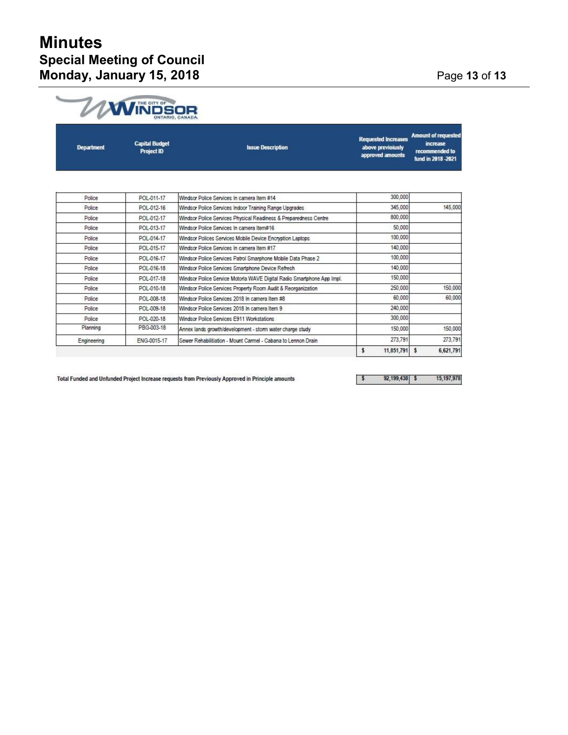| Department | Capital Budget Project ID | Issue Description | Requested Increases above previoiusly approved amounts | Amount of requested increase recommended to fund in 2018 -2021 |
|---|---|---|---|---|
| Police | POL-011-17 | Windsor Police Services In camera Item #14 | 300,000 | |
| Police | POL-012-16 | Windsor Police Services Indoor Training Range Upgrades | 345,000 | 145,000 |
| Police | POL-012-17 | Windsor Police Services Physical Readiness & Preparedness Centre | 800,000 | |
| Police | POL-013-17 | Windsor Police Services In camera Item#16 | 50,000 | |
| Police | POL-014-17 | Windsor Polices Services Mobile Device Encryption Laptops | 100,000 | |
| Police | POL-015-17 | Windsor Police Services In camera Item #17 | 140,000 | |
| Police | POL-016-17 | Windsor Police Services Patrol Smarphone Mobile Data Phase 2 | 100,000 | |
| Police | POL-016-18 | Windsor Police Services Smartphone Device Refresh | 140,000 | |
| Police | POL-017-18 | Windsor Police Service Motorla WAVE Digital Radio Smartphone App Impl. | 150,000 | |
| Police | POL-010-18 | Windsor Police Services Property Room Audit & Reorganization | 250,000 | 150,000 |
| Police | POL-008-18 | Windsor Police Services 2018 In camera Item #8 | 60,000 | 60,000 |
| Police | POL-009-18 | Windsor Police Services 2018 In camera Item 9 | 240,000 | |
| Police | POL-020-18 | Windsor Police Services E911 Workstations | 300,000 | |
| Planning | PBG-003-18 | Annex lands growth/development - storm water charge study | 150,000 | 150,000 |
| Engineering | ENG-0015-17 | Sewer Rehabilitiation - Mount Carmel - Cabana to Lennon Drain | 273,791 | 273,791 |
| | | | $ 11,851,791 | $ 6,621,791 |

| | | |
|---|---|---|
| Total Funded and Unfunded Project Increase requests from Previously Approved in Principle amounts | $ 92,199,438 | $ 15,197,978 |